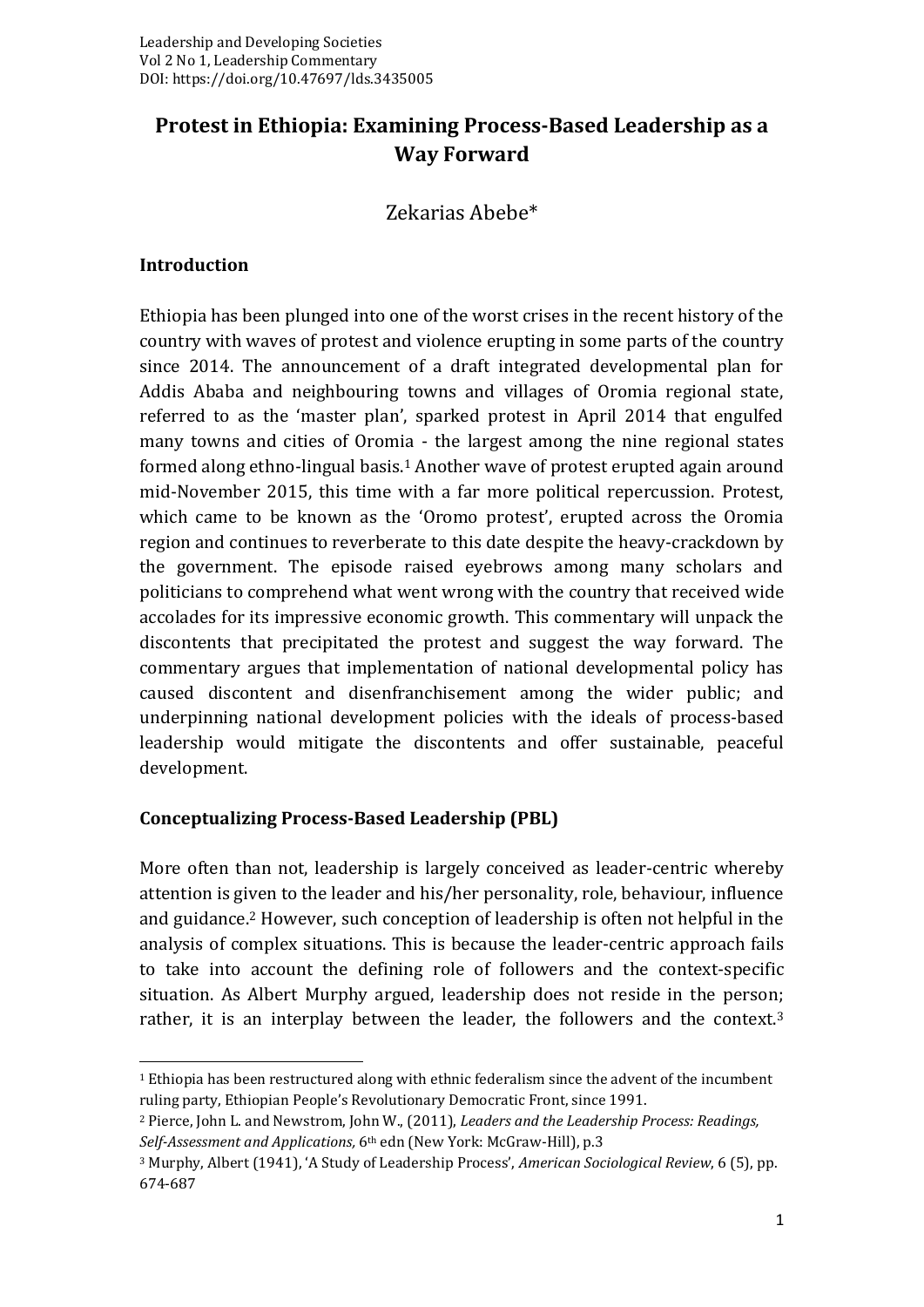# Protest in Ethiopia: Examining Process-Based Leadership as a Way Forward

Zekarias Abebe*

## Introduction

Ethiopia has been plunged into one of the worst crises in the recent history of the country with waves of protest and violence erupting in some parts of the country since 2014. The announcement of a draft integrated developmental plan for Addis Ababa and neighbouring towns and villages of Oromia regional state, referred to as the 'master plan', sparked protest in April 2014 that engulfed many towns and cities of Oromia - the largest among the nine regional states formed along ethno-lingual basis.[1] Another wave of protest erupted again around mid-November 2015, this time with a far more political repercussion. Protest, which came to be known as the 'Oromo protest', erupted across the Oromia region and continues to reverberate to this date despite the heavy-crackdown by the government. The episode raised eyebrows among many scholars and politicians to comprehend what went wrong with the country that received wide accolades for its impressive economic growth. This commentary will unpack the discontents that precipitated the protest and suggest the way forward. The commentary argues that implementation of national developmental policy has caused discontent and disenfranchisement among the wider public; and underpinning national development policies with the ideals of process-based leadership would mitigate the discontents and offer sustainable, peaceful development.

## Conceptualizing Process-Based Leadership (PBL)

More often than not, leadership is largely conceived as leader-centric whereby attention is given to the leader and his/her personality, role, behaviour, influence and guidance.[2] However, such conception of leadership is often not helpful in the analysis of complex situations. This is because the leader-centric approach fails to take into account the defining role of followers and the context-specific situation. As Albert Murphy argued, leadership does not reside in the person; rather, it is an interplay between the leader, the followers and the context.[3]

---

[1] Ethiopia has been restructured along with ethnic federalism since the advent of the incumbent ruling party, Ethiopian People's Revolutionary Democratic Front, since 1991.

[2] Pierce, John L. and Newstrom, John W., (2011), *Leaders and the Leadership Process: Readings, Self-Assessment and Applications*, 6th edn (New York: McGraw-Hill), p.3

[3] Murphy, Albert (1941), 'A Study of Leadership Process', *American Sociological Review*, 6 (5), pp. 674-687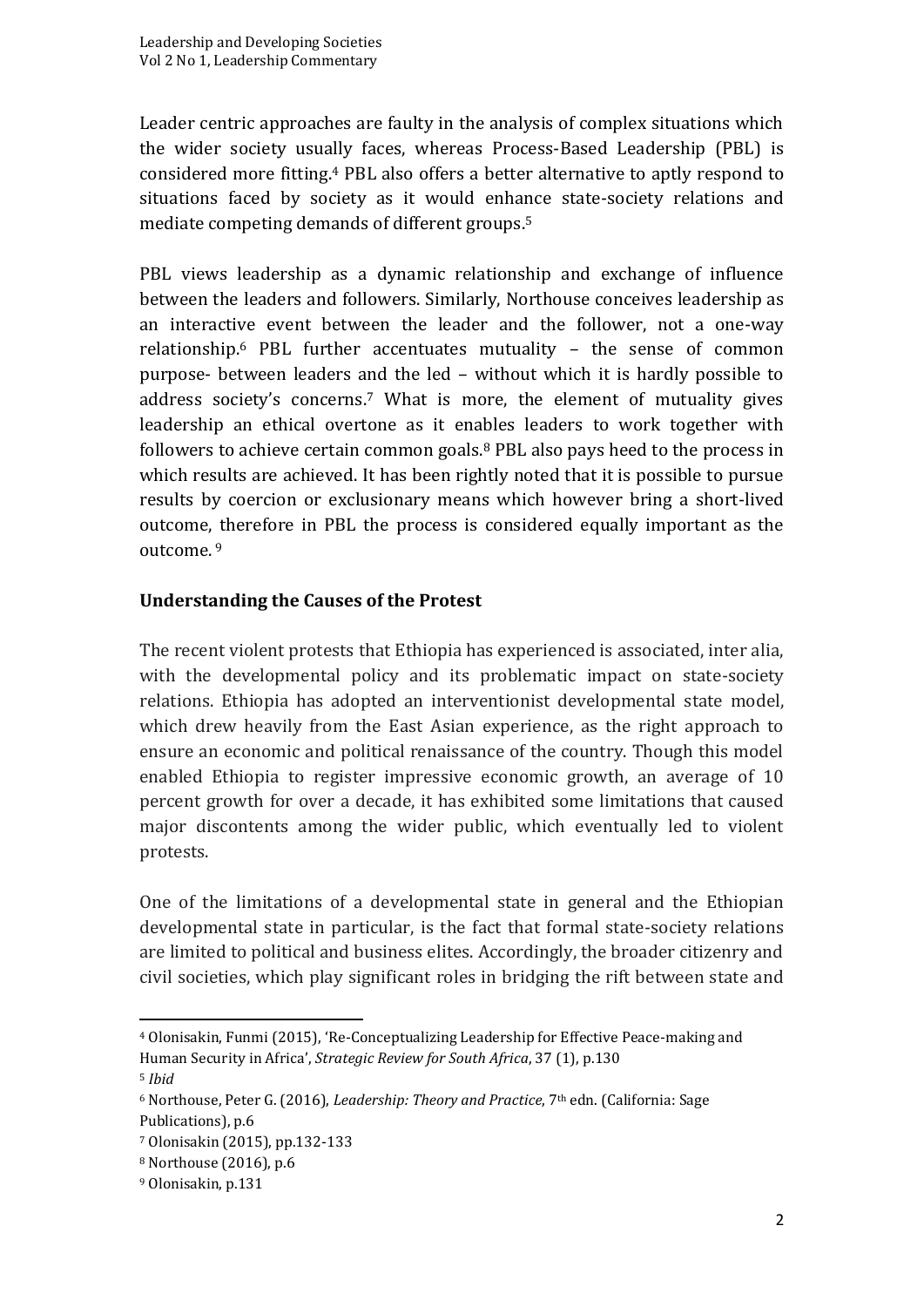Leader centric approaches are faulty in the analysis of complex situations which the wider society usually faces, whereas Process-Based Leadership (PBL) is considered more fitting.[4] PBL also offers a better alternative to aptly respond to situations faced by society as it would enhance state-society relations and mediate competing demands of different groups.[5]

PBL views leadership as a dynamic relationship and exchange of influence between the leaders and followers. Similarly, Northouse conceives leadership as an interactive event between the leader and the follower, not a one-way relationship.[6] PBL further accentuates mutuality – the sense of common purpose- between leaders and the led – without which it is hardly possible to address society's concerns.[7] What is more, the element of mutuality gives leadership an ethical overtone as it enables leaders to work together with followers to achieve certain common goals.[8] PBL also pays heed to the process in which results are achieved. It has been rightly noted that it is possible to pursue results by coercion or exclusionary means which however bring a short-lived outcome, therefore in PBL the process is considered equally important as the outcome.[9]

## Understanding the Causes of the Protest

The recent violent protests that Ethiopia has experienced is associated, inter alia, with the developmental policy and its problematic impact on state-society relations. Ethiopia has adopted an interventionist developmental state model, which drew heavily from the East Asian experience, as the right approach to ensure an economic and political renaissance of the country. Though this model enabled Ethiopia to register impressive economic growth, an average of 10 percent growth for over a decade, it has exhibited some limitations that caused major discontents among the wider public, which eventually led to violent protests.

One of the limitations of a developmental state in general and the Ethiopian developmental state in particular, is the fact that formal state-society relations are limited to political and business elites. Accordingly, the broader citizenry and civil societies, which play significant roles in bridging the rift between state and

---

[4] Olonisakin, Funmi (2015), 'Re-Conceptualizing Leadership for Effective Peace-making and Human Security in Africa', *Strategic Review for South Africa*, 37 (1), p.130

[5] *Ibid*

[6] Northouse, Peter G. (2016), *Leadership: Theory and Practice*, 7th edn. (California: Sage Publications), p.6

[7] Olonisakin (2015), pp.132-133

[8] Northouse (2016), p.6

[9] Olonisakin, p.131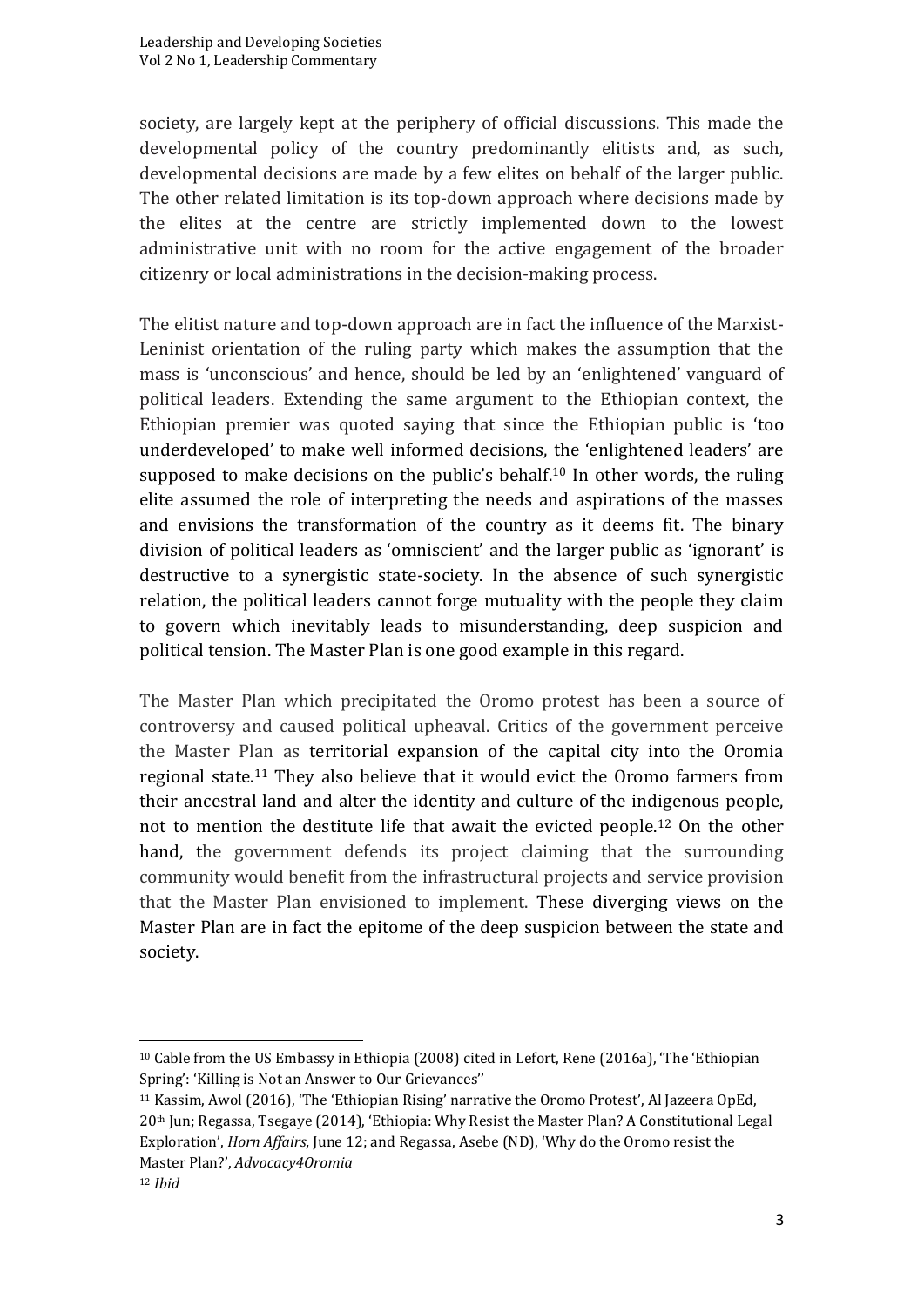society, are largely kept at the periphery of official discussions. This made the developmental policy of the country predominantly elitists and, as such, developmental decisions are made by a few elites on behalf of the larger public. The other related limitation is its top-down approach where decisions made by the elites at the centre are strictly implemented down to the lowest administrative unit with no room for the active engagement of the broader citizenry or local administrations in the decision-making process.

The elitist nature and top-down approach are in fact the influence of the Marxist-Leninist orientation of the ruling party which makes the assumption that the mass is 'unconscious' and hence, should be led by an 'enlightened' vanguard of political leaders. Extending the same argument to the Ethiopian context, the Ethiopian premier was quoted saying that since the Ethiopian public is 'too underdeveloped' to make well informed decisions, the 'enlightened leaders' are supposed to make decisions on the public's behalf.[10] In other words, the ruling elite assumed the role of interpreting the needs and aspirations of the masses and envisions the transformation of the country as it deems fit. The binary division of political leaders as 'omniscient' and the larger public as 'ignorant' is destructive to a synergistic state-society. In the absence of such synergistic relation, the political leaders cannot forge mutuality with the people they claim to govern which inevitably leads to misunderstanding, deep suspicion and political tension. The Master Plan is one good example in this regard.

The Master Plan which precipitated the Oromo protest has been a source of controversy and caused political upheaval. Critics of the government perceive the Master Plan as territorial expansion of the capital city into the Oromia regional state.[11] They also believe that it would evict the Oromo farmers from their ancestral land and alter the identity and culture of the indigenous people, not to mention the destitute life that await the evicted people.[12] On the other hand, the government defends its project claiming that the surrounding community would benefit from the infrastructural projects and service provision that the Master Plan envisioned to implement. These diverging views on the Master Plan are in fact the epitome of the deep suspicion between the state and society.

---

[10] Cable from the US Embassy in Ethiopia (2008) cited in Lefort, Rene (2016a), 'The 'Ethiopian Spring': 'Killing is Not an Answer to Our Grievances''

[11] Kassim, Awol (2016), 'The 'Ethiopian Rising' narrative the Oromo Protest', Al Jazeera OpEd, 20th Jun; Regassa, Tsegaye (2014), 'Ethiopia: Why Resist the Master Plan? A Constitutional Legal Exploration', *Horn Affairs,* June 12; and Regassa, Asebe (ND), 'Why do the Oromo resist the Master Plan?', *Advocacy4Oromia*

[12] *Ibid*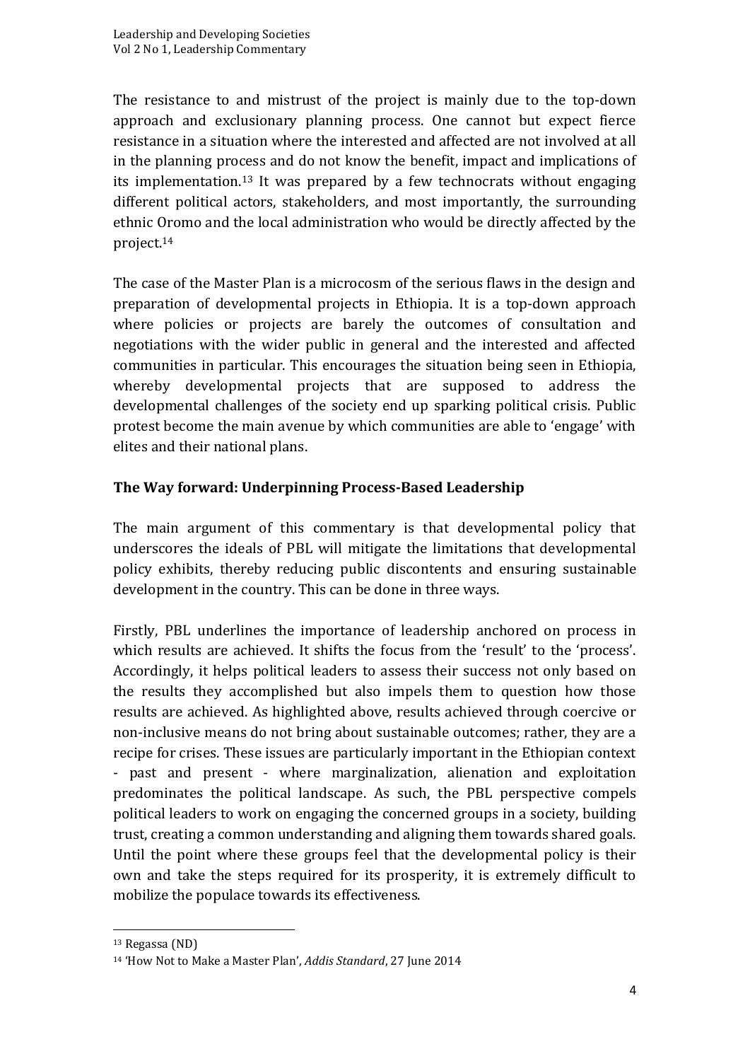The resistance to and mistrust of the project is mainly due to the top-down approach and exclusionary planning process. One cannot but expect fierce resistance in a situation where the interested and affected are not involved at all in the planning process and do not know the benefit, impact and implications of its implementation.[13] It was prepared by a few technocrats without engaging different political actors, stakeholders, and most importantly, the surrounding ethnic Oromo and the local administration who would be directly affected by the project.[14]

The case of the Master Plan is a microcosm of the serious flaws in the design and preparation of developmental projects in Ethiopia. It is a top-down approach where policies or projects are barely the outcomes of consultation and negotiations with the wider public in general and the interested and affected communities in particular. This encourages the situation being seen in Ethiopia, whereby developmental projects that are supposed to address the developmental challenges of the society end up sparking political crisis. Public protest become the main avenue by which communities are able to 'engage' with elites and their national plans.

## The Way forward: Underpinning Process-Based Leadership

The main argument of this commentary is that developmental policy that underscores the ideals of PBL will mitigate the limitations that developmental policy exhibits, thereby reducing public discontents and ensuring sustainable development in the country. This can be done in three ways.

Firstly, PBL underlines the importance of leadership anchored on process in which results are achieved. It shifts the focus from the 'result' to the 'process'. Accordingly, it helps political leaders to assess their success not only based on the results they accomplished but also impels them to question how those results are achieved. As highlighted above, results achieved through coercive or non-inclusive means do not bring about sustainable outcomes; rather, they are a recipe for crises. These issues are particularly important in the Ethiopian context - past and present - where marginalization, alienation and exploitation predominates the political landscape. As such, the PBL perspective compels political leaders to work on engaging the concerned groups in a society, building trust, creating a common understanding and aligning them towards shared goals. Until the point where these groups feel that the developmental policy is their own and take the steps required for its prosperity, it is extremely difficult to mobilize the populace towards its effectiveness.

---

[13] Regassa (ND)

[14] 'How Not to Make a Master Plan', *Addis Standard*, 27 June 2014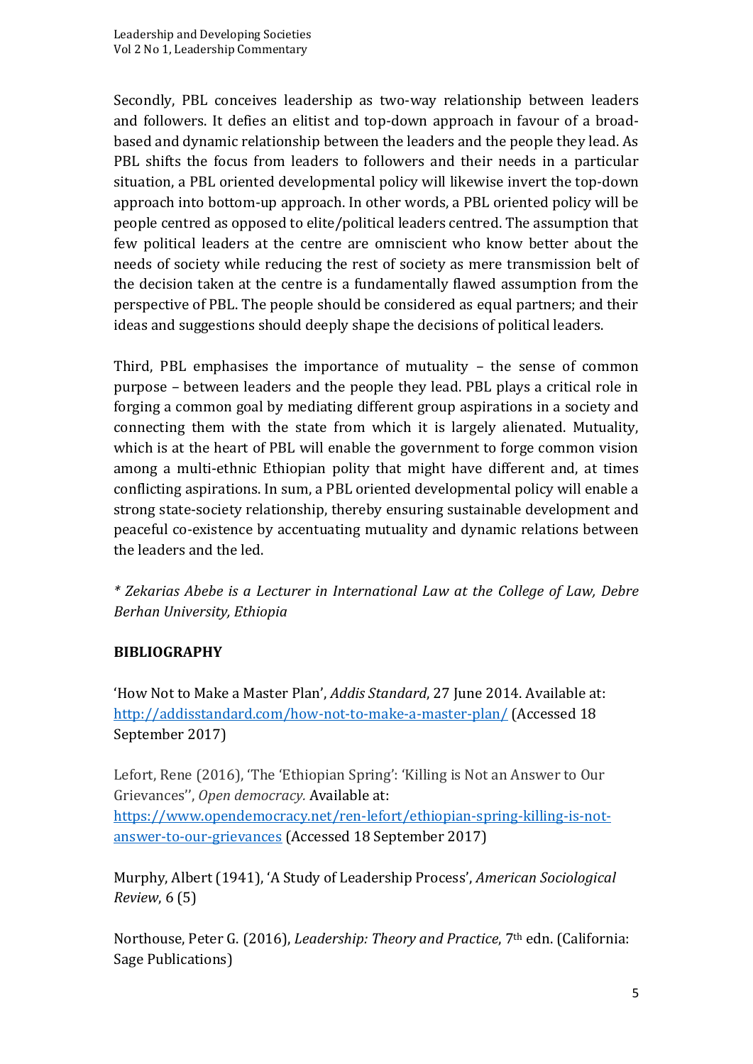Secondly, PBL conceives leadership as two-way relationship between leaders and followers. It defies an elitist and top-down approach in favour of a broad-based and dynamic relationship between the leaders and the people they lead. As PBL shifts the focus from leaders to followers and their needs in a particular situation, a PBL oriented developmental policy will likewise invert the top-down approach into bottom-up approach. In other words, a PBL oriented policy will be people centred as opposed to elite/political leaders centred. The assumption that few political leaders at the centre are omniscient who know better about the needs of society while reducing the rest of society as mere transmission belt of the decision taken at the centre is a fundamentally flawed assumption from the perspective of PBL. The people should be considered as equal partners; and their ideas and suggestions should deeply shape the decisions of political leaders.

Third, PBL emphasises the importance of mutuality – the sense of common purpose – between leaders and the people they lead. PBL plays a critical role in forging a common goal by mediating different group aspirations in a society and connecting them with the state from which it is largely alienated. Mutuality, which is at the heart of PBL will enable the government to forge common vision among a multi-ethnic Ethiopian polity that might have different and, at times conflicting aspirations. In sum, a PBL oriented developmental policy will enable a strong state-society relationship, thereby ensuring sustainable development and peaceful co-existence by accentuating mutuality and dynamic relations between the leaders and the led.

*\* Zekarias Abebe is a Lecturer in International Law at the College of Law, Debre Berhan University, Ethiopia*

**BIBLIOGRAPHY**

'How Not to Make a Master Plan', *Addis Standard*, 27 June 2014. Available at: http://addisstandard.com/how-not-to-make-a-master-plan/ (Accessed 18 September 2017)

Lefort, Rene (2016), 'The 'Ethiopian Spring': 'Killing is Not an Answer to Our Grievances'', *Open democracy.* Available at: https://www.opendemocracy.net/ren-lefort/ethiopian-spring-killing-is-not-answer-to-our-grievances (Accessed 18 September 2017)

Murphy, Albert (1941), 'A Study of Leadership Process', *American Sociological Review*, 6 (5)

Northouse, Peter G. (2016), *Leadership: Theory and Practice*, 7th edn. (California: Sage Publications)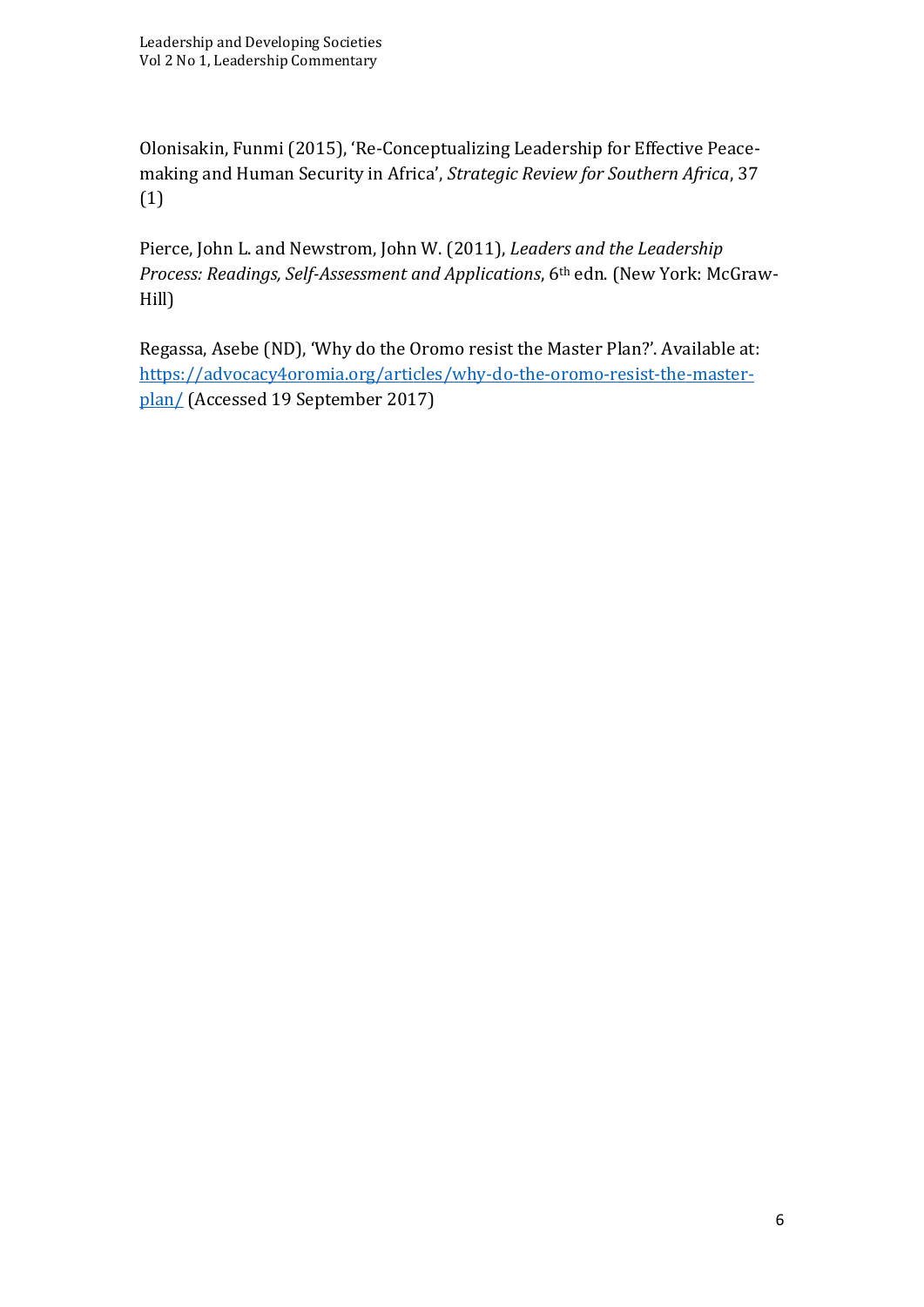Olonisakin, Funmi (2015), 'Re-Conceptualizing Leadership for Effective Peace-making and Human Security in Africa', *Strategic Review for Southern Africa*, 37 (1)

Pierce, John L. and Newstrom, John W. (2011), *Leaders and the Leadership Process: Readings, Self-Assessment and Applications*, 6th edn. (New York: McGraw-Hill)

Regassa, Asebe (ND), 'Why do the Oromo resist the Master Plan?'. Available at: [https://advocacy4oromia.org/articles/why-do-the-oromo-resist-the-master-plan/](https://advocacy4oromia.org/articles/why-do-the-oromo-resist-the-master-plan/) (Accessed 19 September 2017)